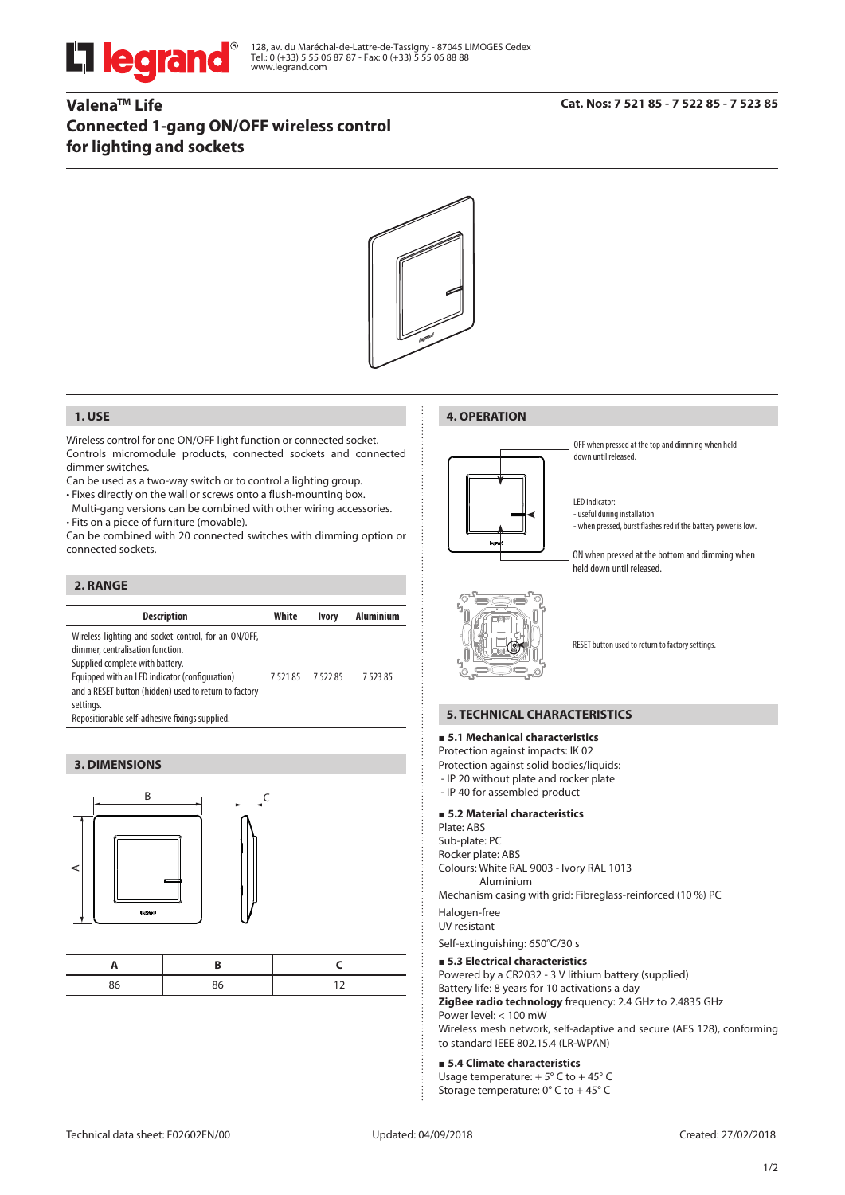legrand®

128, av. du Maréchal-de-Lattre-de-Tassigny - 87045 LIMOGES Cedex
Tel.: 0 (+33) 5 55 06 87 87 - Fax: 0 (+33) 5 55 06 88 88
www.legrand.com

# Valena™ Life
# Connected 1-gang ON/OFF wireless control for lighting and sockets

**Cat. Nos: 7 521 85 - 7 522 85 - 7 523 85**

## 1. USE

Wireless control for one ON/OFF light function or connected socket.
Controls micromodule products, connected sockets and connected dimmer switches.
Can be used as a two-way switch or to control a lighting group.
- Fixes directly on the wall or screws onto a flush-mounting box. Multi-gang versions can be combined with other wiring accessories.
- Fits on a piece of furniture (movable).

Can be combined with 20 connected switches with dimming option or connected sockets.

## 2. RANGE

| Description | White | Ivory | Aluminium |
|---|---|---|---|
| Wireless lighting and socket control, for an ON/OFF, dimmer, centralisation function. Supplied complete with battery. Equipped with an LED indicator (configuration) and a RESET button (hidden) used to return to factory settings. Repositionable self-adhesive fixings supplied. | 7 521 85 | 7 522 85 | 7 523 85 |

## 3. DIMENSIONS

| A | B | C |
|---|---|---|
| 86 | 86 | 12 |

## 4. OPERATION

OFF when pressed at the top and dimming when held down until released.

LED indicator:
- useful during installation
- when pressed, burst flashes red if the battery power is low.

ON when pressed at the bottom and dimming when held down until released.

RESET button used to return to factory settings.

## 5. TECHNICAL CHARACTERISTICS

### ■ 5.1 Mechanical characteristics

Protection against impacts: IK 02
Protection against solid bodies/liquids:
- IP 20 without plate and rocker plate
- IP 40 for assembled product

### ■ 5.2 Material characteristics

Plate: ABS
Sub-plate: PC
Rocker plate: ABS
Colours: White RAL 9003 - Ivory RAL 1013
Aluminium
Mechanism casing with grid: Fibreglass-reinforced (10 %) PC

Halogen-free
UV resistant

Self-extinguishing: 650°C/30 s

### ■ 5.3 Electrical characteristics

Powered by a CR2032 - 3 V lithium battery (supplied)
Battery life: 8 years for 10 activations a day
**ZigBee radio technology** frequency: 2.4 GHz to 2.4835 GHz
Power level: < 100 mW
Wireless mesh network, self-adaptive and secure (AES 128), conforming to standard IEEE 802.15.4 (LR-WPAN)

### ■ 5.4 Climate characteristics

Usage temperature: + 5° C to + 45° C
Storage temperature: 0° C to + 45° C

Technical data sheet: F02602EN/00 Updated: 04/09/2018 Created: 27/02/2018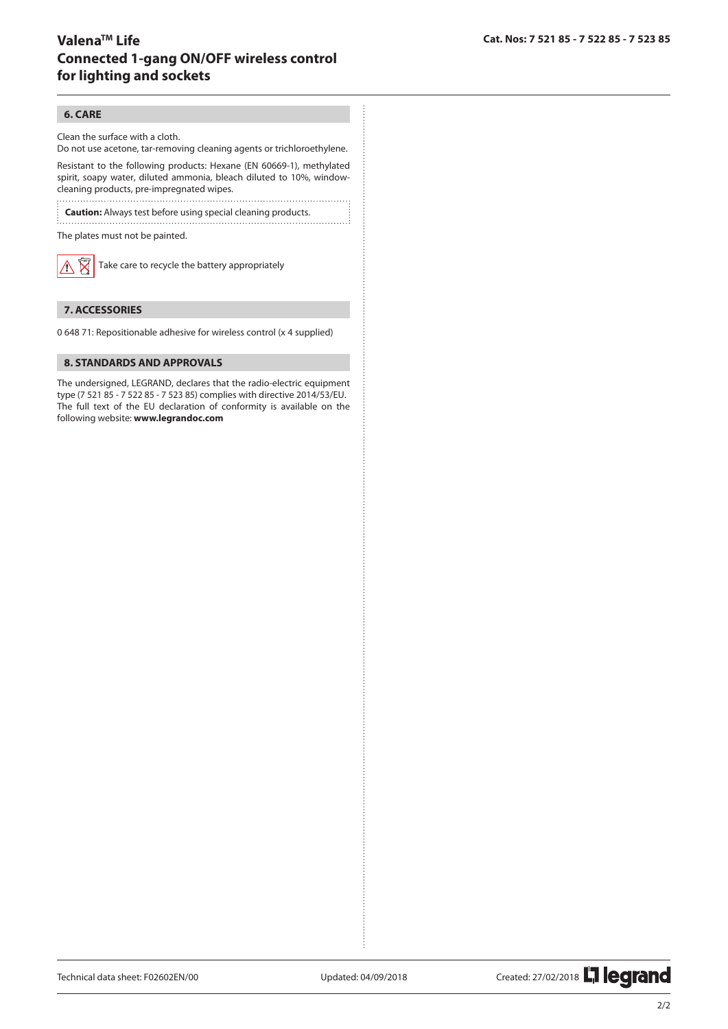## 6. CARE

Clean the surface with a cloth.
Do not use acetone, tar-removing cleaning agents or trichloroethylene.

Resistant to the following products: Hexane (EN 60669-1), methylated spirit, soapy water, diluted ammonia, bleach diluted to 10%, window-cleaning products, pre-impregnated wipes.

**Caution:** Always test before using special cleaning products.

The plates must not be painted.

Take care to recycle the battery appropriately

## 7. ACCESSORIES

0 648 71: Repositionable adhesive for wireless control (x 4 supplied)

## 8. STANDARDS AND APPROVALS

The undersigned, LEGRAND, declares that the radio-electric equipment type (7 521 85 - 7 522 85 - 7 523 85) complies with directive 2014/53/EU. The full text of the EU declaration of conformity is available on the following website: **www.legrandoc.com**